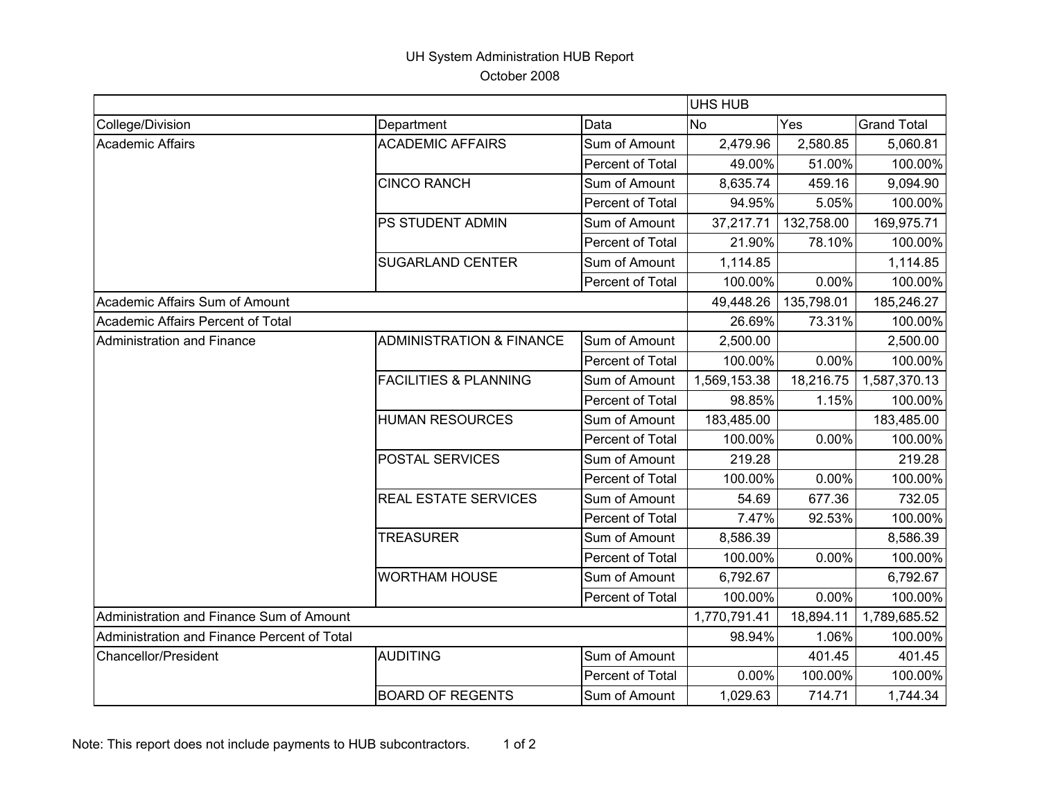UH System Administration HUB Report

October 2008

| | | | UHS HUB | | |
|---|---|---|---|---|---|
| College/Division | Department | Data | No | Yes | Grand Total |
| Academic Affairs | ACADEMIC AFFAIRS | Sum of Amount | 2,479.96 | 2,580.85 | 5,060.81 |
| | | Percent of Total | 49.00% | 51.00% | 100.00% |
| | CINCO RANCH | Sum of Amount | 8,635.74 | 459.16 | 9,094.90 |
| | | Percent of Total | 94.95% | 5.05% | 100.00% |
| | PS STUDENT ADMIN | Sum of Amount | 37,217.71 | 132,758.00 | 169,975.71 |
| | | Percent of Total | 21.90% | 78.10% | 100.00% |
| | SUGARLAND CENTER | Sum of Amount | 1,114.85 | | 1,114.85 |
| | | Percent of Total | 100.00% | 0.00% | 100.00% |
| Academic Affairs Sum of Amount | | | 49,448.26 | 135,798.01 | 185,246.27 |
| Academic Affairs Percent of Total | | | 26.69% | 73.31% | 100.00% |
| Administration and Finance | ADMINISTRATION & FINANCE | Sum of Amount | 2,500.00 | | 2,500.00 |
| | | Percent of Total | 100.00% | 0.00% | 100.00% |
| | FACILITIES & PLANNING | Sum of Amount | 1,569,153.38 | 18,216.75 | 1,587,370.13 |
| | | Percent of Total | 98.85% | 1.15% | 100.00% |
| | HUMAN RESOURCES | Sum of Amount | 183,485.00 | | 183,485.00 |
| | | Percent of Total | 100.00% | 0.00% | 100.00% |
| | POSTAL SERVICES | Sum of Amount | 219.28 | | 219.28 |
| | | Percent of Total | 100.00% | 0.00% | 100.00% |
| | REAL ESTATE SERVICES | Sum of Amount | 54.69 | 677.36 | 732.05 |
| | | Percent of Total | 7.47% | 92.53% | 100.00% |
| | TREASURER | Sum of Amount | 8,586.39 | | 8,586.39 |
| | | Percent of Total | 100.00% | 0.00% | 100.00% |
| | WORTHAM HOUSE | Sum of Amount | 6,792.67 | | 6,792.67 |
| | | Percent of Total | 100.00% | 0.00% | 100.00% |
| Administration and Finance Sum of Amount | | | 1,770,791.41 | 18,894.11 | 1,789,685.52 |
| Administration and Finance Percent of Total | | | 98.94% | 1.06% | 100.00% |
| Chancellor/President | AUDITING | Sum of Amount | | 401.45 | 401.45 |
| | | Percent of Total | 0.00% | 100.00% | 100.00% |
| | BOARD OF REGENTS | Sum of Amount | 1,029.63 | 714.71 | 1,744.34 |

Note: This report does not include payments to HUB subcontractors.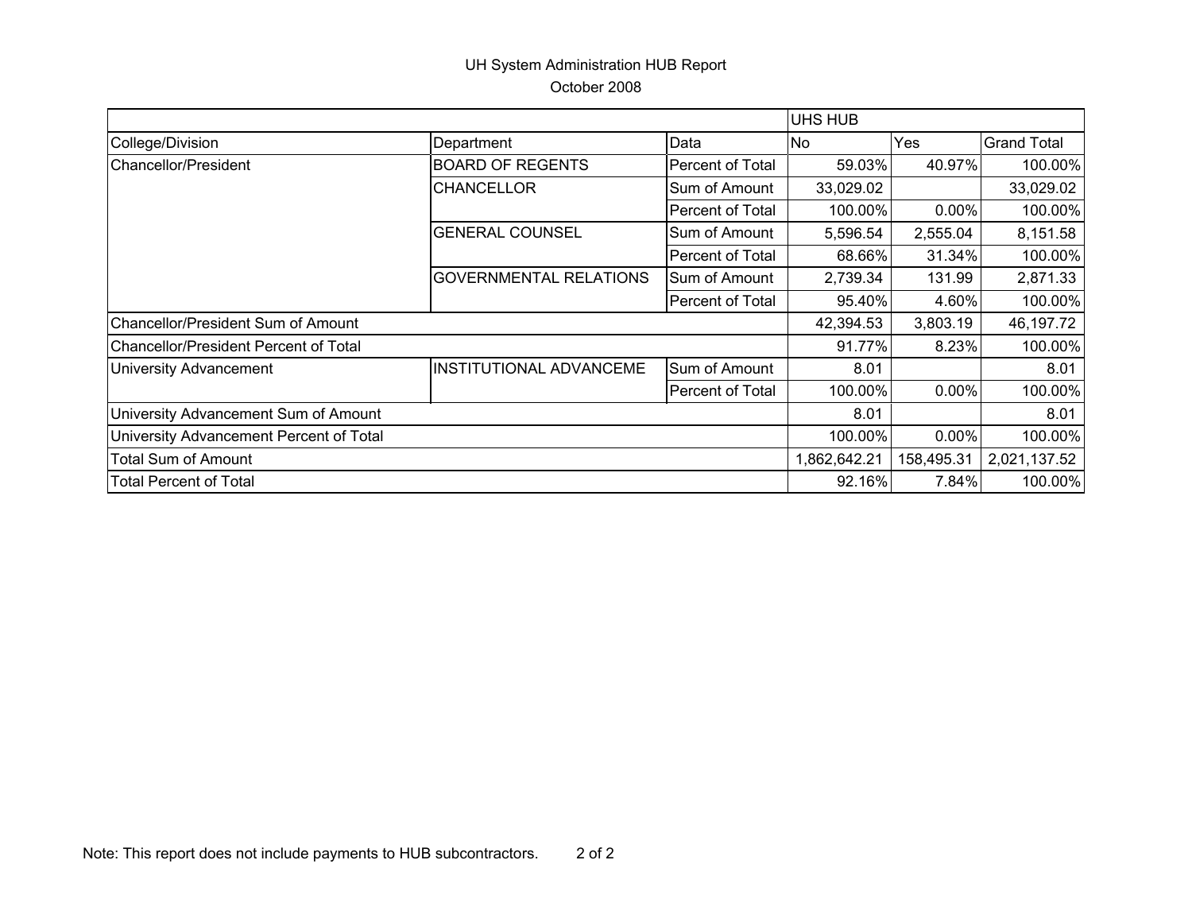UH System Administration HUB Report

October 2008

| | | | UHS HUB | | |
|---|---|---|---|---|---|
| College/Division | Department | Data | No | Yes | Grand Total |
| Chancellor/President | BOARD OF REGENTS | Percent of Total | 59.03% | 40.97% | 100.00% |
| | CHANCELLOR | Sum of Amount | 33,029.02 | | 33,029.02 |
| | | Percent of Total | 100.00% | 0.00% | 100.00% |
| | GENERAL COUNSEL | Sum of Amount | 5,596.54 | 2,555.04 | 8,151.58 |
| | | Percent of Total | 68.66% | 31.34% | 100.00% |
| | GOVERNMENTAL RELATIONS | Sum of Amount | 2,739.34 | 131.99 | 2,871.33 |
| | | Percent of Total | 95.40% | 4.60% | 100.00% |
| Chancellor/President Sum of Amount | | | 42,394.53 | 3,803.19 | 46,197.72 |
| Chancellor/President Percent of Total | | | 91.77% | 8.23% | 100.00% |
| University Advancement | INSTITUTIONAL ADVANCEME | Sum of Amount | 8.01 | | 8.01 |
| | | Percent of Total | 100.00% | 0.00% | 100.00% |
| University Advancement Sum of Amount | | | 8.01 | | 8.01 |
| University Advancement Percent of Total | | | 100.00% | 0.00% | 100.00% |
| Total Sum of Amount | | | 1,862,642.21 | 158,495.31 | 2,021,137.52 |
| Total Percent of Total | | | 92.16% | 7.84% | 100.00% |

Note: This report does not include payments to HUB subcontractors.